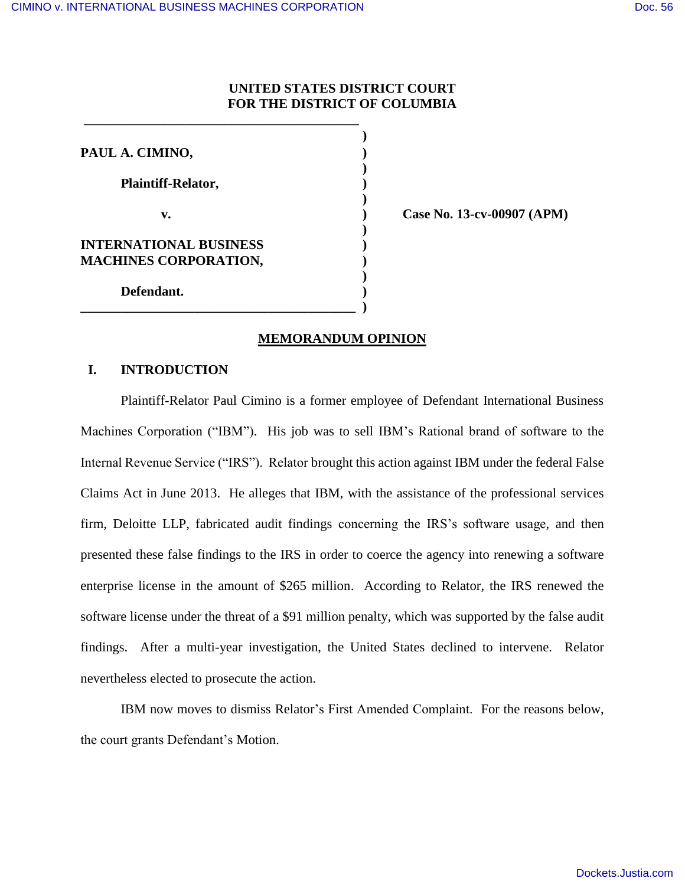**UNITED STATES DISTRICT COURT**
**FOR THE DISTRICT OF COLUMBIA**

| | | |
|---|---|---|
| **PAUL A. CIMINO,** | ) | |
| **Plaintiff-Relator,** | ) | |
| **v.** | ) | **Case No. 13-cv-00907 (APM)** |
| **INTERNATIONAL BUSINESS MACHINES CORPORATION,** | ) | |
| **Defendant.** | ) | |

## MEMORANDUM OPINION

### I. INTRODUCTION

Plaintiff-Relator Paul Cimino is a former employee of Defendant International Business Machines Corporation ("IBM"). His job was to sell IBM's Rational brand of software to the Internal Revenue Service ("IRS"). Relator brought this action against IBM under the federal False Claims Act in June 2013. He alleges that IBM, with the assistance of the professional services firm, Deloitte LLP, fabricated audit findings concerning the IRS's software usage, and then presented these false findings to the IRS in order to coerce the agency into renewing a software enterprise license in the amount of $265 million. According to Relator, the IRS renewed the software license under the threat of a $91 million penalty, which was supported by the false audit findings. After a multi-year investigation, the United States declined to intervene. Relator nevertheless elected to prosecute the action.

IBM now moves to dismiss Relator's First Amended Complaint. For the reasons below, the court grants Defendant's Motion.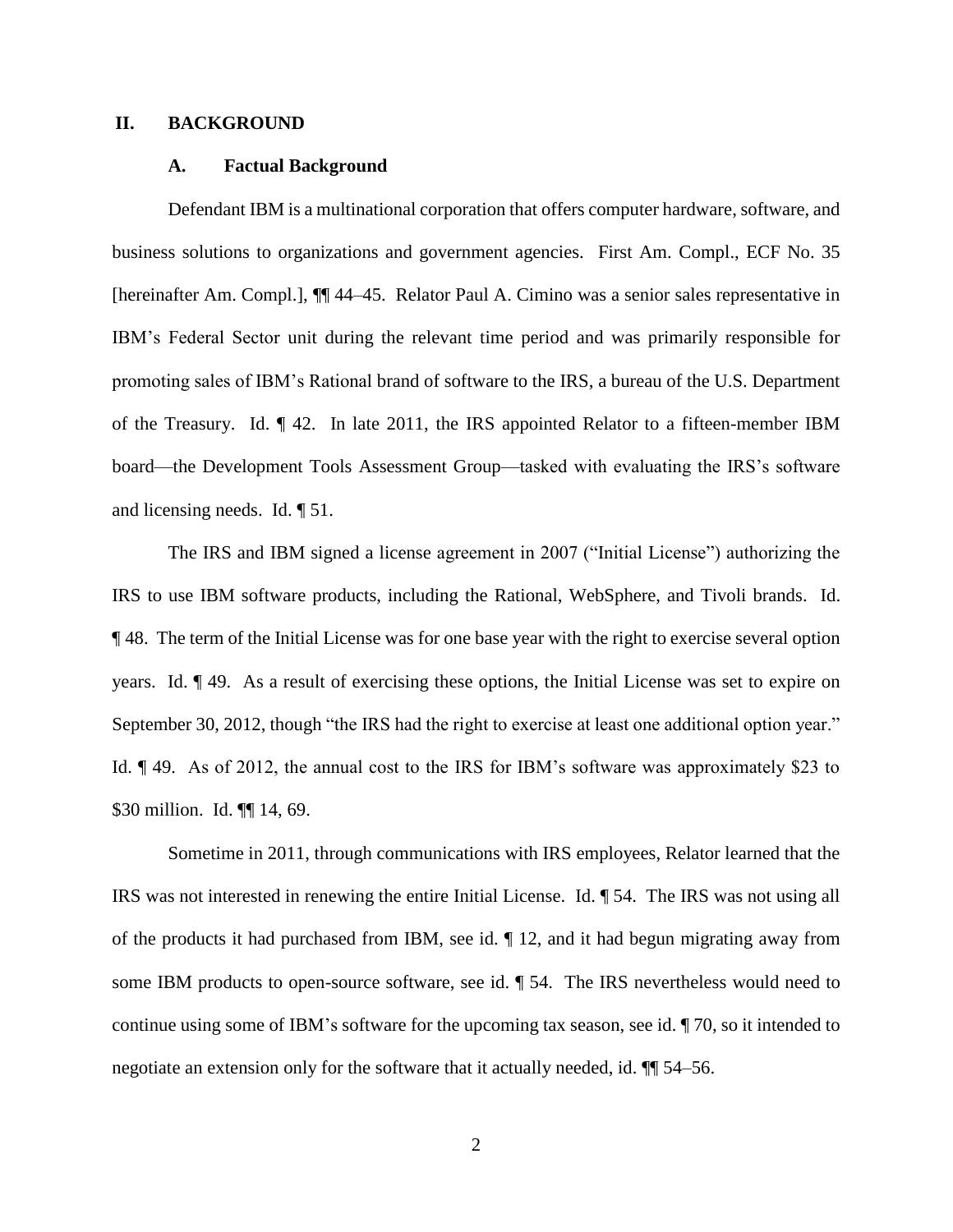## II. BACKGROUND

### A. Factual Background

Defendant IBM is a multinational corporation that offers computer hardware, software, and business solutions to organizations and government agencies. First Am. Compl., ECF No. 35 [hereinafter Am. Compl.], ¶¶ 44–45. Relator Paul A. Cimino was a senior sales representative in IBM's Federal Sector unit during the relevant time period and was primarily responsible for promoting sales of IBM's Rational brand of software to the IRS, a bureau of the U.S. Department of the Treasury. Id. ¶ 42. In late 2011, the IRS appointed Relator to a fifteen-member IBM board—the Development Tools Assessment Group—tasked with evaluating the IRS's software and licensing needs. Id. ¶ 51.

The IRS and IBM signed a license agreement in 2007 ("Initial License") authorizing the IRS to use IBM software products, including the Rational, WebSphere, and Tivoli brands. Id. ¶ 48. The term of the Initial License was for one base year with the right to exercise several option years. Id. ¶ 49. As a result of exercising these options, the Initial License was set to expire on September 30, 2012, though "the IRS had the right to exercise at least one additional option year." Id. ¶ 49. As of 2012, the annual cost to the IRS for IBM's software was approximately $23 to $30 million. Id. ¶¶ 14, 69.

Sometime in 2011, through communications with IRS employees, Relator learned that the IRS was not interested in renewing the entire Initial License. Id. ¶ 54. The IRS was not using all of the products it had purchased from IBM, see id. ¶ 12, and it had begun migrating away from some IBM products to open-source software, see id. ¶ 54. The IRS nevertheless would need to continue using some of IBM's software for the upcoming tax season, see id. ¶ 70, so it intended to negotiate an extension only for the software that it actually needed, id. ¶¶ 54–56.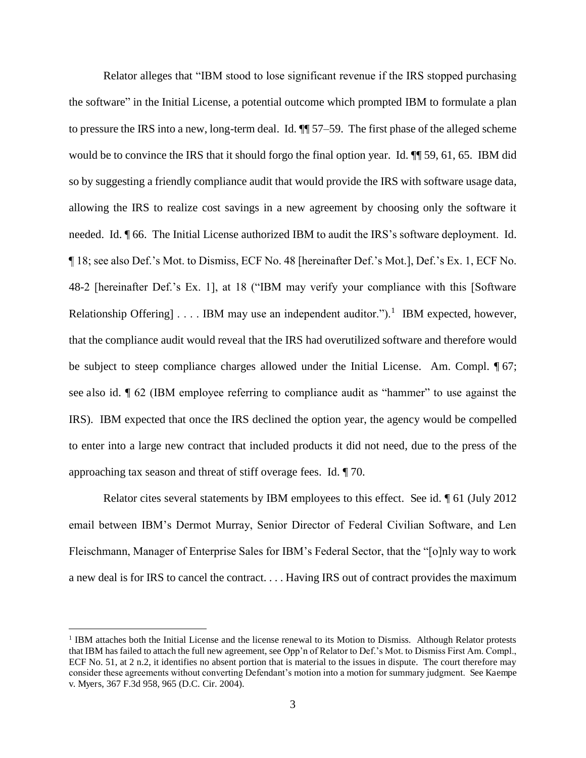Relator alleges that "IBM stood to lose significant revenue if the IRS stopped purchasing the software" in the Initial License, a potential outcome which prompted IBM to formulate a plan to pressure the IRS into a new, long-term deal. Id. ¶¶ 57–59. The first phase of the alleged scheme would be to convince the IRS that it should forgo the final option year. Id. ¶¶ 59, 61, 65. IBM did so by suggesting a friendly compliance audit that would provide the IRS with software usage data, allowing the IRS to realize cost savings in a new agreement by choosing only the software it needed. Id. ¶ 66. The Initial License authorized IBM to audit the IRS's software deployment. Id. ¶ 18; see also Def.'s Mot. to Dismiss, ECF No. 48 [hereinafter Def.'s Mot.], Def.'s Ex. 1, ECF No. 48-2 [hereinafter Def.'s Ex. 1], at 18 ("IBM may verify your compliance with this [Software Relationship Offering] . . . . IBM may use an independent auditor.").[1] IBM expected, however, that the compliance audit would reveal that the IRS had overutilized software and therefore would be subject to steep compliance charges allowed under the Initial License. Am. Compl. ¶ 67; see also id. ¶ 62 (IBM employee referring to compliance audit as "hammer" to use against the IRS). IBM expected that once the IRS declined the option year, the agency would be compelled to enter into a large new contract that included products it did not need, due to the press of the approaching tax season and threat of stiff overage fees. Id. ¶ 70.

Relator cites several statements by IBM employees to this effect. See id. ¶ 61 (July 2012 email between IBM's Dermot Murray, Senior Director of Federal Civilian Software, and Len Fleischmann, Manager of Enterprise Sales for IBM's Federal Sector, that the "[o]nly way to work a new deal is for IRS to cancel the contract. . . . Having IRS out of contract provides the maximum

[1] IBM attaches both the Initial License and the license renewal to its Motion to Dismiss. Although Relator protests that IBM has failed to attach the full new agreement, see Opp'n of Relator to Def.'s Mot. to Dismiss First Am. Compl., ECF No. 51, at 2 n.2, it identifies no absent portion that is material to the issues in dispute. The court therefore may consider these agreements without converting Defendant's motion into a motion for summary judgment. See Kaempe v. Myers, 367 F.3d 958, 965 (D.C. Cir. 2004).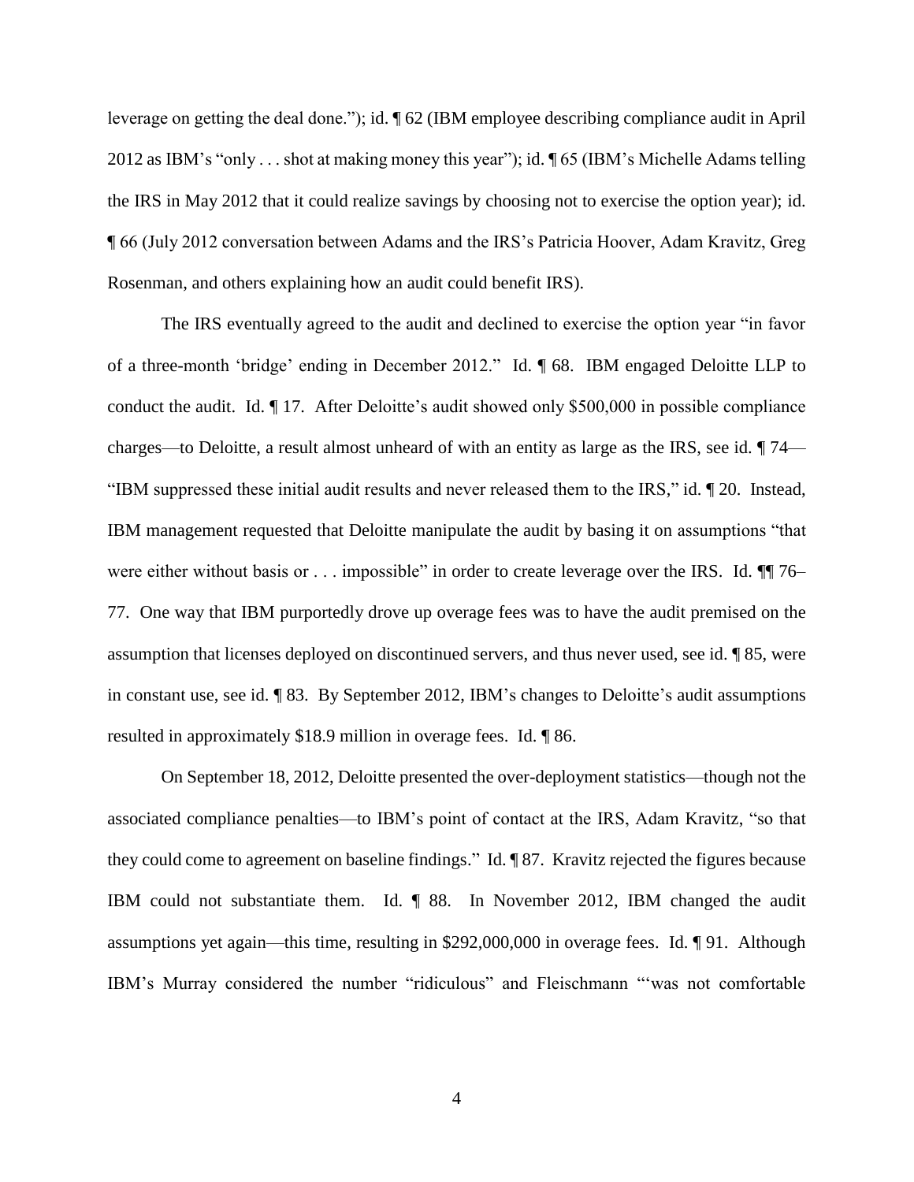leverage on getting the deal done."); id. ¶ 62 (IBM employee describing compliance audit in April 2012 as IBM's "only . . . shot at making money this year"); id. ¶ 65 (IBM's Michelle Adams telling the IRS in May 2012 that it could realize savings by choosing not to exercise the option year); id. ¶ 66 (July 2012 conversation between Adams and the IRS's Patricia Hoover, Adam Kravitz, Greg Rosenman, and others explaining how an audit could benefit IRS).

The IRS eventually agreed to the audit and declined to exercise the option year "in favor of a three-month 'bridge' ending in December 2012." Id. ¶ 68. IBM engaged Deloitte LLP to conduct the audit. Id. ¶ 17. After Deloitte's audit showed only $500,000 in possible compliance charges—to Deloitte, a result almost unheard of with an entity as large as the IRS, see id. ¶ 74—"IBM suppressed these initial audit results and never released them to the IRS," id. ¶ 20. Instead, IBM management requested that Deloitte manipulate the audit by basing it on assumptions "that were either without basis or . . . impossible" in order to create leverage over the IRS. Id. ¶¶ 76–77. One way that IBM purportedly drove up overage fees was to have the audit premised on the assumption that licenses deployed on discontinued servers, and thus never used, see id. ¶ 85, were in constant use, see id. ¶ 83. By September 2012, IBM's changes to Deloitte's audit assumptions resulted in approximately $18.9 million in overage fees. Id. ¶ 86.

On September 18, 2012, Deloitte presented the over-deployment statistics—though not the associated compliance penalties—to IBM's point of contact at the IRS, Adam Kravitz, "so that they could come to agreement on baseline findings." Id. ¶ 87. Kravitz rejected the figures because IBM could not substantiate them. Id. ¶ 88. In November 2012, IBM changed the audit assumptions yet again—this time, resulting in $292,000,000 in overage fees. Id. ¶ 91. Although IBM's Murray considered the number "ridiculous" and Fleischmann "'was not comfortable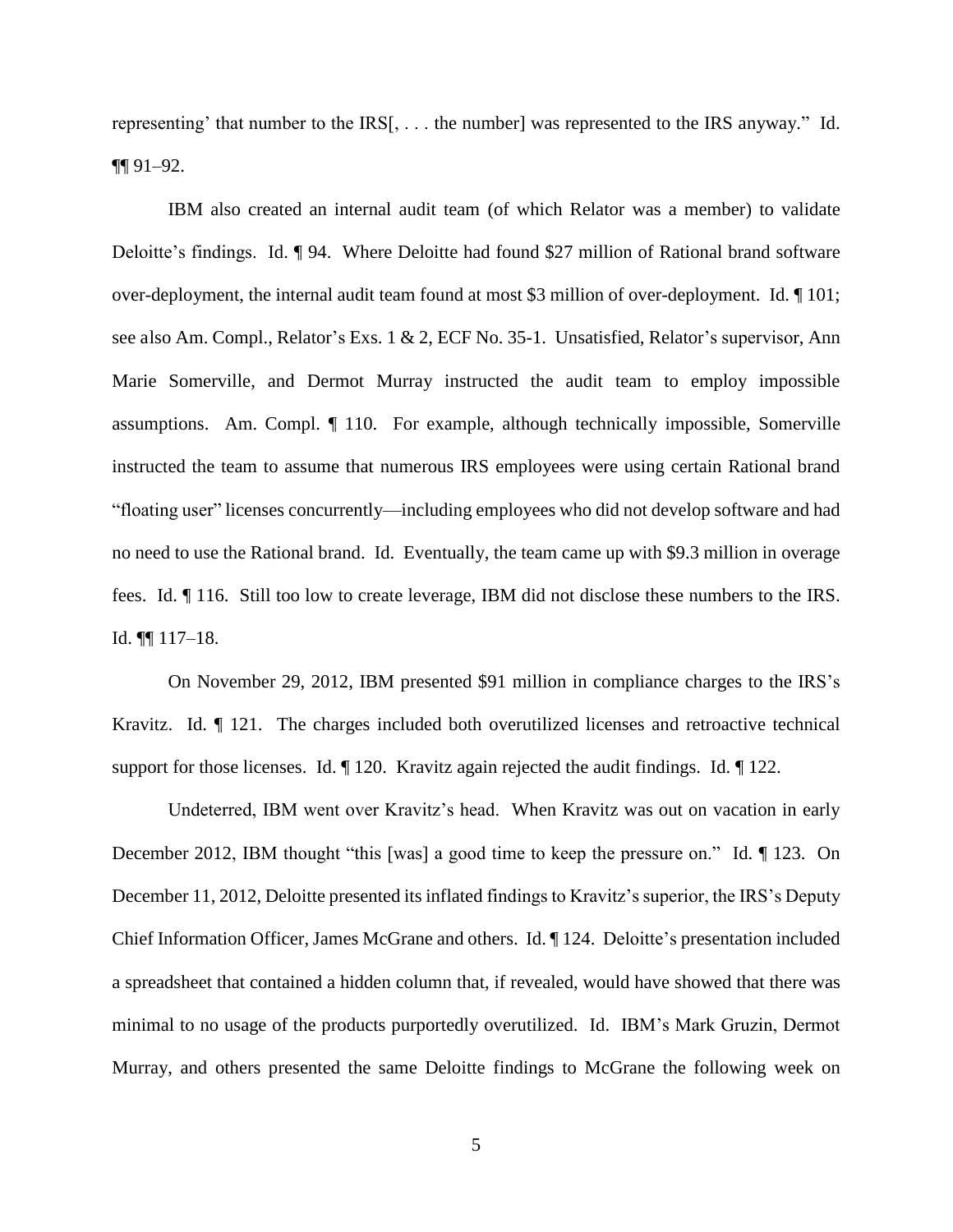representing' that number to the IRS[, . . . the number] was represented to the IRS anyway." Id. ¶¶ 91–92.

IBM also created an internal audit team (of which Relator was a member) to validate Deloitte's findings. Id. ¶ 94. Where Deloitte had found $27 million of Rational brand software over-deployment, the internal audit team found at most $3 million of over-deployment. Id. ¶ 101; see also Am. Compl., Relator's Exs. 1 & 2, ECF No. 35-1. Unsatisfied, Relator's supervisor, Ann Marie Somerville, and Dermot Murray instructed the audit team to employ impossible assumptions. Am. Compl. ¶ 110. For example, although technically impossible, Somerville instructed the team to assume that numerous IRS employees were using certain Rational brand "floating user" licenses concurrently—including employees who did not develop software and had no need to use the Rational brand. Id. Eventually, the team came up with $9.3 million in overage fees. Id. ¶ 116. Still too low to create leverage, IBM did not disclose these numbers to the IRS. Id. ¶¶ 117–18.

On November 29, 2012, IBM presented $91 million in compliance charges to the IRS's Kravitz. Id. ¶ 121. The charges included both overutilized licenses and retroactive technical support for those licenses. Id. ¶ 120. Kravitz again rejected the audit findings. Id. ¶ 122.

Undeterred, IBM went over Kravitz's head. When Kravitz was out on vacation in early December 2012, IBM thought "this [was] a good time to keep the pressure on." Id. ¶ 123. On December 11, 2012, Deloitte presented its inflated findings to Kravitz's superior, the IRS's Deputy Chief Information Officer, James McGrane and others. Id. ¶ 124. Deloitte's presentation included a spreadsheet that contained a hidden column that, if revealed, would have showed that there was minimal to no usage of the products purportedly overutilized. Id. IBM's Mark Gruzin, Dermot Murray, and others presented the same Deloitte findings to McGrane the following week on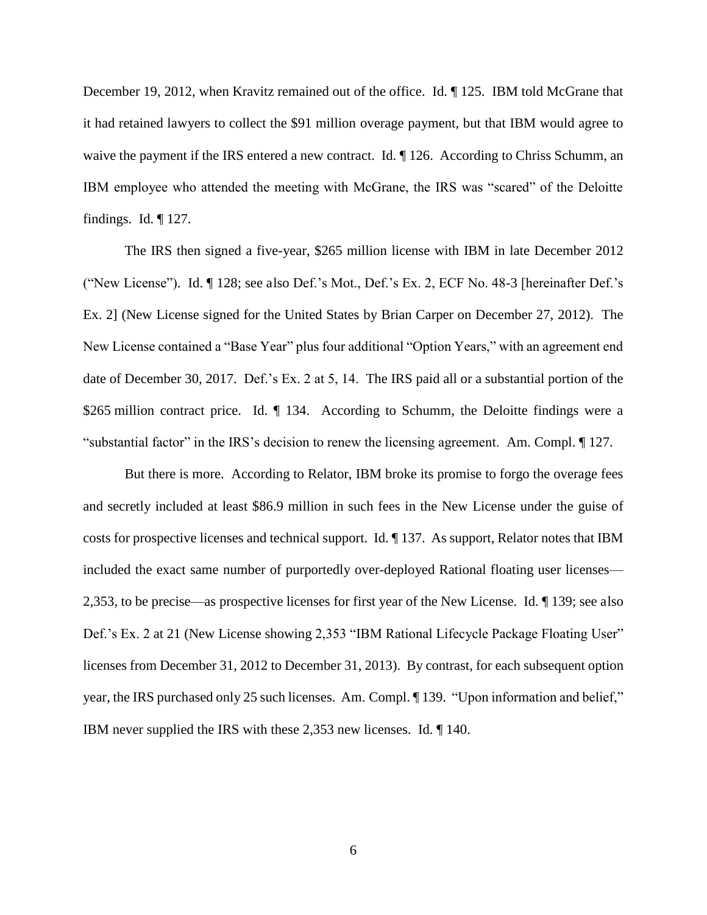December 19, 2012, when Kravitz remained out of the office. Id. ¶ 125. IBM told McGrane that it had retained lawyers to collect the $91 million overage payment, but that IBM would agree to waive the payment if the IRS entered a new contract. Id. ¶ 126. According to Chriss Schumm, an IBM employee who attended the meeting with McGrane, the IRS was "scared" of the Deloitte findings. Id. ¶ 127.

The IRS then signed a five-year, $265 million license with IBM in late December 2012 ("New License"). Id. ¶ 128; see also Def.'s Mot., Def.'s Ex. 2, ECF No. 48-3 [hereinafter Def.'s Ex. 2] (New License signed for the United States by Brian Carper on December 27, 2012). The New License contained a "Base Year" plus four additional "Option Years," with an agreement end date of December 30, 2017. Def.'s Ex. 2 at 5, 14. The IRS paid all or a substantial portion of the $265 million contract price. Id. ¶ 134. According to Schumm, the Deloitte findings were a "substantial factor" in the IRS's decision to renew the licensing agreement. Am. Compl. ¶ 127.

But there is more. According to Relator, IBM broke its promise to forgo the overage fees and secretly included at least $86.9 million in such fees in the New License under the guise of costs for prospective licenses and technical support. Id. ¶ 137. As support, Relator notes that IBM included the exact same number of purportedly over-deployed Rational floating user licenses—2,353, to be precise—as prospective licenses for first year of the New License. Id. ¶ 139; see also Def.'s Ex. 2 at 21 (New License showing 2,353 "IBM Rational Lifecycle Package Floating User" licenses from December 31, 2012 to December 31, 2013). By contrast, for each subsequent option year, the IRS purchased only 25 such licenses. Am. Compl. ¶ 139. "Upon information and belief," IBM never supplied the IRS with these 2,353 new licenses. Id. ¶ 140.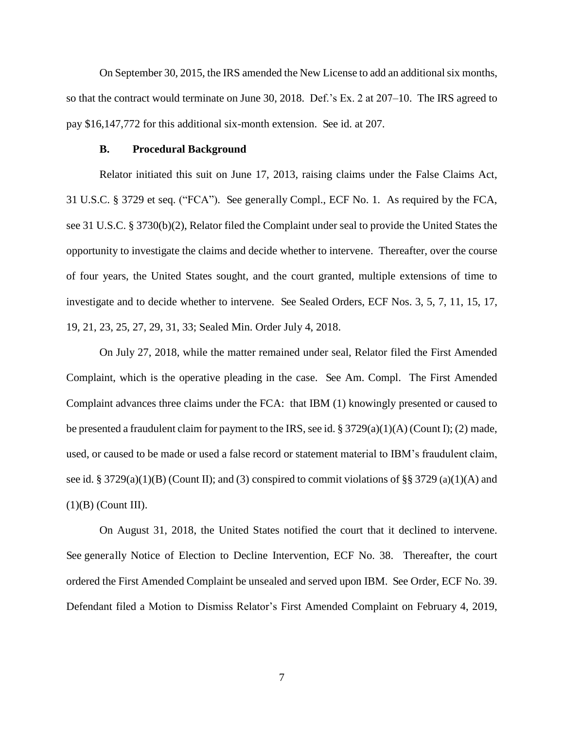On September 30, 2015, the IRS amended the New License to add an additional six months, so that the contract would terminate on June 30, 2018. Def.'s Ex. 2 at 207–10. The IRS agreed to pay $16,147,772 for this additional six-month extension. See id. at 207.

### B. Procedural Background

Relator initiated this suit on June 17, 2013, raising claims under the False Claims Act, 31 U.S.C. § 3729 et seq. ("FCA"). See generally Compl., ECF No. 1. As required by the FCA, see 31 U.S.C. § 3730(b)(2), Relator filed the Complaint under seal to provide the United States the opportunity to investigate the claims and decide whether to intervene. Thereafter, over the course of four years, the United States sought, and the court granted, multiple extensions of time to investigate and to decide whether to intervene. See Sealed Orders, ECF Nos. 3, 5, 7, 11, 15, 17, 19, 21, 23, 25, 27, 29, 31, 33; Sealed Min. Order July 4, 2018.

On July 27, 2018, while the matter remained under seal, Relator filed the First Amended Complaint, which is the operative pleading in the case. See Am. Compl. The First Amended Complaint advances three claims under the FCA: that IBM (1) knowingly presented or caused to be presented a fraudulent claim for payment to the IRS, see id. § 3729(a)(1)(A) (Count I); (2) made, used, or caused to be made or used a false record or statement material to IBM's fraudulent claim, see id. § 3729(a)(1)(B) (Count II); and (3) conspired to commit violations of §§ 3729 (a)(1)(A) and (1)(B) (Count III).

On August 31, 2018, the United States notified the court that it declined to intervene. See generally Notice of Election to Decline Intervention, ECF No. 38. Thereafter, the court ordered the First Amended Complaint be unsealed and served upon IBM. See Order, ECF No. 39. Defendant filed a Motion to Dismiss Relator's First Amended Complaint on February 4, 2019,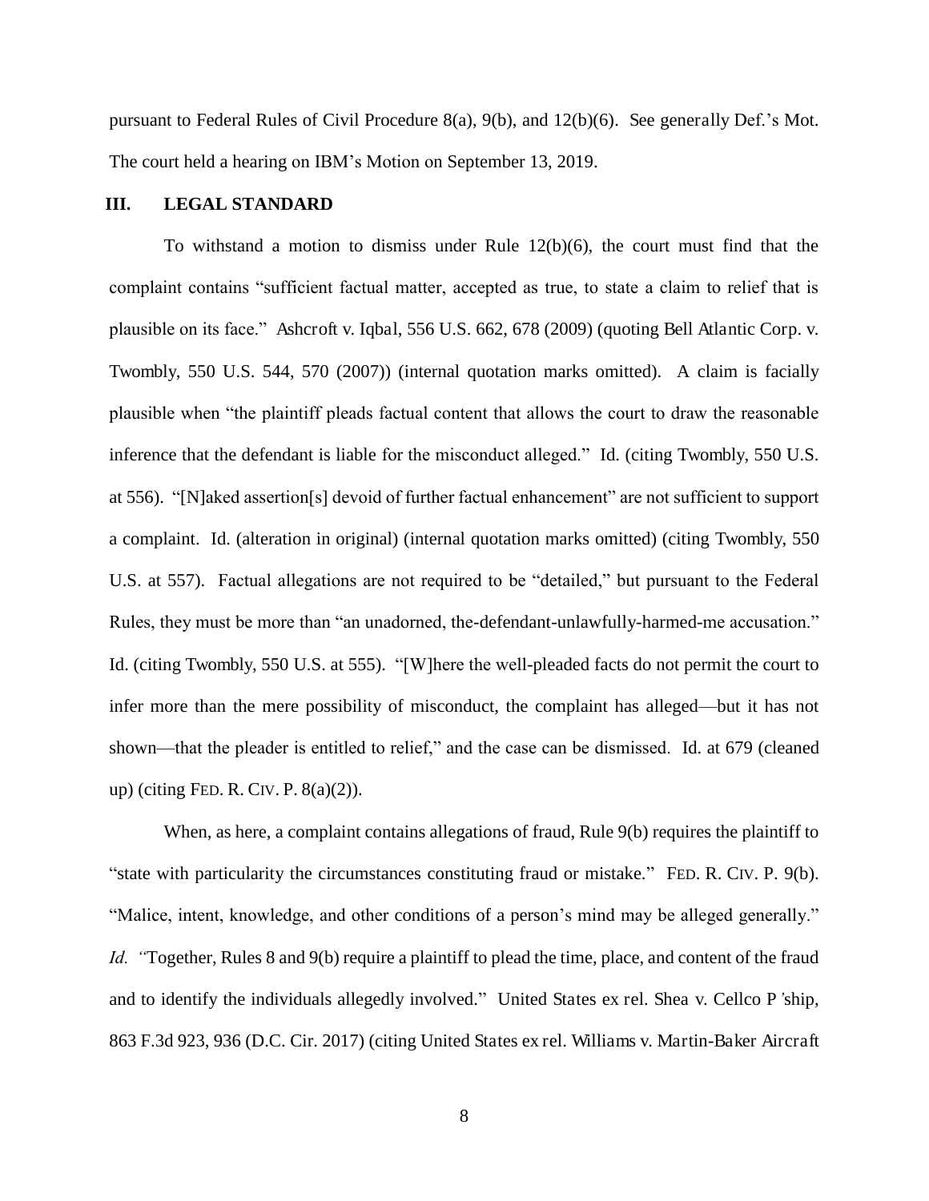pursuant to Federal Rules of Civil Procedure 8(a), 9(b), and 12(b)(6). See generally Def.'s Mot. The court held a hearing on IBM's Motion on September 13, 2019.

### III. LEGAL STANDARD

To withstand a motion to dismiss under Rule 12(b)(6), the court must find that the complaint contains "sufficient factual matter, accepted as true, to state a claim to relief that is plausible on its face." Ashcroft v. Iqbal, 556 U.S. 662, 678 (2009) (quoting Bell Atlantic Corp. v. Twombly, 550 U.S. 544, 570 (2007)) (internal quotation marks omitted). A claim is facially plausible when "the plaintiff pleads factual content that allows the court to draw the reasonable inference that the defendant is liable for the misconduct alleged." Id. (citing Twombly, 550 U.S. at 556). "[N]aked assertion[s] devoid of further factual enhancement" are not sufficient to support a complaint. Id. (alteration in original) (internal quotation marks omitted) (citing Twombly, 550 U.S. at 557). Factual allegations are not required to be "detailed," but pursuant to the Federal Rules, they must be more than "an unadorned, the-defendant-unlawfully-harmed-me accusation." Id. (citing Twombly, 550 U.S. at 555). "[W]here the well-pleaded facts do not permit the court to infer more than the mere possibility of misconduct, the complaint has alleged—but it has not shown—that the pleader is entitled to relief," and the case can be dismissed. Id. at 679 (cleaned up) (citing FED. R. CIV. P. 8(a)(2)).

When, as here, a complaint contains allegations of fraud, Rule 9(b) requires the plaintiff to "state with particularity the circumstances constituting fraud or mistake." FED. R. CIV. P. 9(b). "Malice, intent, knowledge, and other conditions of a person's mind may be alleged generally." *Id.* "Together, Rules 8 and 9(b) require a plaintiff to plead the time, place, and content of the fraud and to identify the individuals allegedly involved." United States ex rel. Shea v. Cellco P'ship, 863 F.3d 923, 936 (D.C. Cir. 2017) (citing United States ex rel. Williams v. Martin-Baker Aircraft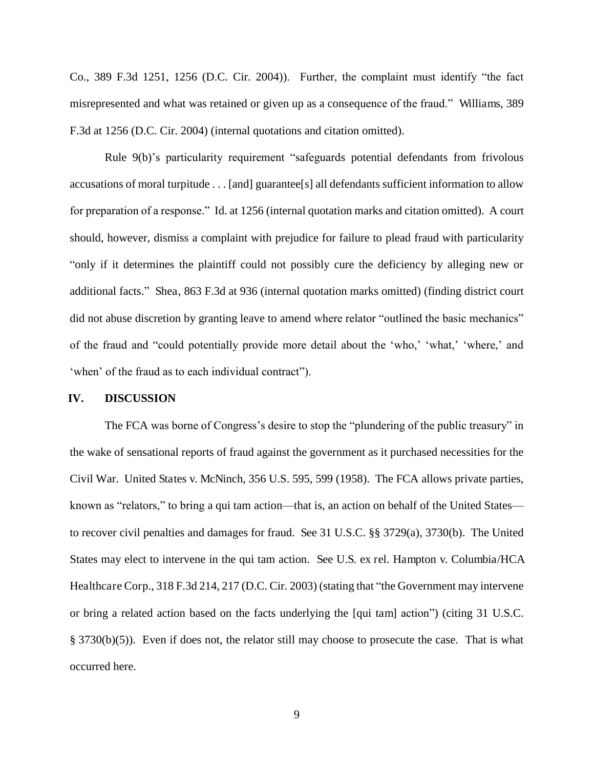Co., 389 F.3d 1251, 1256 (D.C. Cir. 2004)). Further, the complaint must identify "the fact misrepresented and what was retained or given up as a consequence of the fraud." Williams, 389 F.3d at 1256 (D.C. Cir. 2004) (internal quotations and citation omitted).

Rule 9(b)'s particularity requirement "safeguards potential defendants from frivolous accusations of moral turpitude . . . [and] guarantee[s] all defendants sufficient information to allow for preparation of a response." Id. at 1256 (internal quotation marks and citation omitted). A court should, however, dismiss a complaint with prejudice for failure to plead fraud with particularity "only if it determines the plaintiff could not possibly cure the deficiency by alleging new or additional facts." Shea, 863 F.3d at 936 (internal quotation marks omitted) (finding district court did not abuse discretion by granting leave to amend where relator "outlined the basic mechanics" of the fraud and "could potentially provide more detail about the 'who,' 'what,' 'where,' and 'when' of the fraud as to each individual contract").

## IV. DISCUSSION

The FCA was borne of Congress's desire to stop the "plundering of the public treasury" in the wake of sensational reports of fraud against the government as it purchased necessities for the Civil War. United States v. McNinch, 356 U.S. 595, 599 (1958). The FCA allows private parties, known as "relators," to bring a qui tam action—that is, an action on behalf of the United States—to recover civil penalties and damages for fraud. See 31 U.S.C. §§ 3729(a), 3730(b). The United States may elect to intervene in the qui tam action. See U.S. ex rel. Hampton v. Columbia/HCA Healthcare Corp., 318 F.3d 214, 217 (D.C. Cir. 2003) (stating that "the Government may intervene or bring a related action based on the facts underlying the [qui tam] action") (citing 31 U.S.C. § 3730(b)(5)). Even if does not, the relator still may choose to prosecute the case. That is what occurred here.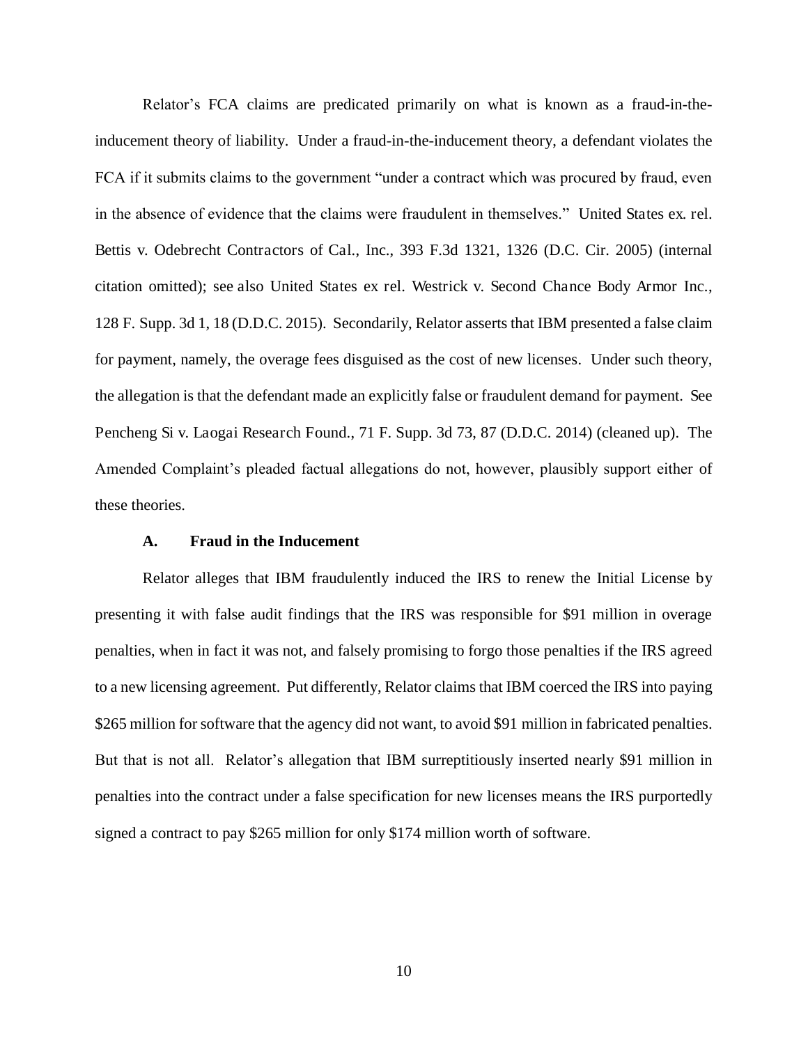Relator's FCA claims are predicated primarily on what is known as a fraud-in-the-inducement theory of liability. Under a fraud-in-the-inducement theory, a defendant violates the FCA if it submits claims to the government "under a contract which was procured by fraud, even in the absence of evidence that the claims were fraudulent in themselves." United States ex. rel. Bettis v. Odebrecht Contractors of Cal., Inc., 393 F.3d 1321, 1326 (D.C. Cir. 2005) (internal citation omitted); see also United States ex rel. Westrick v. Second Chance Body Armor Inc., 128 F. Supp. 3d 1, 18 (D.D.C. 2015). Secondarily, Relator asserts that IBM presented a false claim for payment, namely, the overage fees disguised as the cost of new licenses. Under such theory, the allegation is that the defendant made an explicitly false or fraudulent demand for payment. See Pencheng Si v. Laogai Research Found., 71 F. Supp. 3d 73, 87 (D.D.C. 2014) (cleaned up). The Amended Complaint's pleaded factual allegations do not, however, plausibly support either of these theories.

### A. Fraud in the Inducement

Relator alleges that IBM fraudulently induced the IRS to renew the Initial License by presenting it with false audit findings that the IRS was responsible for $91 million in overage penalties, when in fact it was not, and falsely promising to forgo those penalties if the IRS agreed to a new licensing agreement. Put differently, Relator claims that IBM coerced the IRS into paying $265 million for software that the agency did not want, to avoid $91 million in fabricated penalties. But that is not all. Relator's allegation that IBM surreptitiously inserted nearly $91 million in penalties into the contract under a false specification for new licenses means the IRS purportedly signed a contract to pay $265 million for only $174 million worth of software.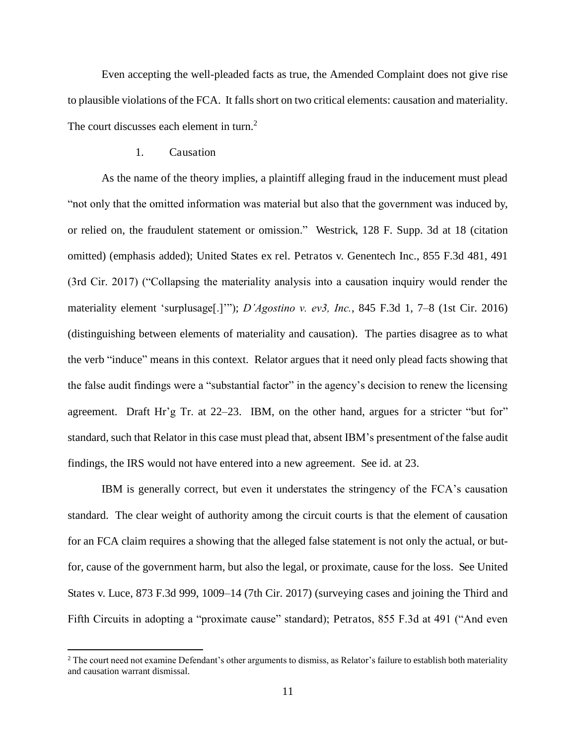Even accepting the well-pleaded facts as true, the Amended Complaint does not give rise to plausible violations of the FCA. It falls short on two critical elements: causation and materiality. The court discusses each element in turn.[2]

1. Causation

As the name of the theory implies, a plaintiff alleging fraud in the inducement must plead "not only that the omitted information was material but also that the government was induced by, or relied on, the fraudulent statement or omission." Westrick, 128 F. Supp. 3d at 18 (citation omitted) (emphasis added); United States ex rel. Petratos v. Genentech Inc., 855 F.3d 481, 491 (3rd Cir. 2017) ("Collapsing the materiality analysis into a causation inquiry would render the materiality element 'surplusage[.]'"); *D'Agostino v. ev3, Inc.*, 845 F.3d 1, 7–8 (1st Cir. 2016) (distinguishing between elements of materiality and causation). The parties disagree as to what the verb "induce" means in this context. Relator argues that it need only plead facts showing that the false audit findings were a "substantial factor" in the agency's decision to renew the licensing agreement. Draft Hr'g Tr. at 22–23. IBM, on the other hand, argues for a stricter "but for" standard, such that Relator in this case must plead that, absent IBM's presentment of the false audit findings, the IRS would not have entered into a new agreement. See id. at 23.

IBM is generally correct, but even it understates the stringency of the FCA's causation standard. The clear weight of authority among the circuit courts is that the element of causation for an FCA claim requires a showing that the alleged false statement is not only the actual, or but-for, cause of the government harm, but also the legal, or proximate, cause for the loss. See United States v. Luce, 873 F.3d 999, 1009–14 (7th Cir. 2017) (surveying cases and joining the Third and Fifth Circuits in adopting a "proximate cause" standard); Petratos, 855 F.3d at 491 ("And even

[2] The court need not examine Defendant's other arguments to dismiss, as Relator's failure to establish both materiality and causation warrant dismissal.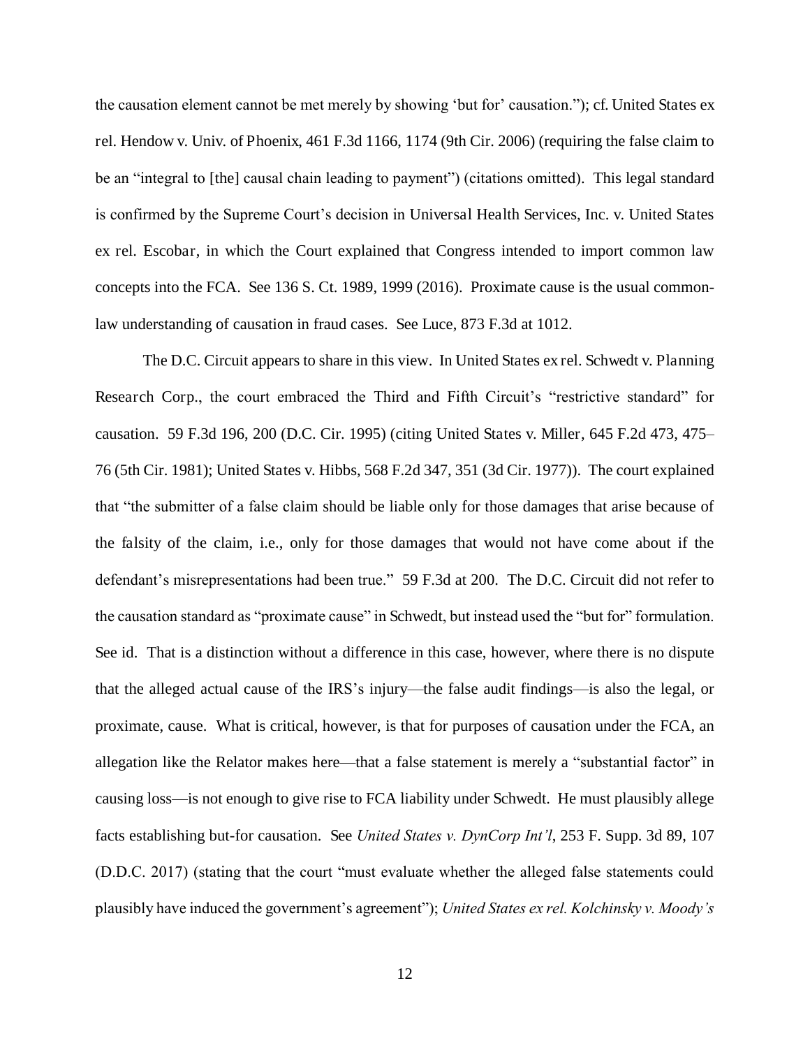the causation element cannot be met merely by showing 'but for' causation."); cf. United States ex rel. Hendow v. Univ. of Phoenix, 461 F.3d 1166, 1174 (9th Cir. 2006) (requiring the false claim to be an "integral to [the] causal chain leading to payment") (citations omitted). This legal standard is confirmed by the Supreme Court's decision in Universal Health Services, Inc. v. United States ex rel. Escobar, in which the Court explained that Congress intended to import common law concepts into the FCA. See 136 S. Ct. 1989, 1999 (2016). Proximate cause is the usual common-law understanding of causation in fraud cases. See Luce, 873 F.3d at 1012.

The D.C. Circuit appears to share in this view. In United States ex rel. Schwedt v. Planning Research Corp., the court embraced the Third and Fifth Circuit's "restrictive standard" for causation. 59 F.3d 196, 200 (D.C. Cir. 1995) (citing United States v. Miller, 645 F.2d 473, 475–76 (5th Cir. 1981); United States v. Hibbs, 568 F.2d 347, 351 (3d Cir. 1977)). The court explained that "the submitter of a false claim should be liable only for those damages that arise because of the falsity of the claim, i.e., only for those damages that would not have come about if the defendant's misrepresentations had been true." 59 F.3d at 200. The D.C. Circuit did not refer to the causation standard as "proximate cause" in Schwedt, but instead used the "but for" formulation. See id. That is a distinction without a difference in this case, however, where there is no dispute that the alleged actual cause of the IRS's injury—the false audit findings—is also the legal, or proximate, cause. What is critical, however, is that for purposes of causation under the FCA, an allegation like the Relator makes here—that a false statement is merely a "substantial factor" in causing loss—is not enough to give rise to FCA liability under Schwedt. He must plausibly allege facts establishing but-for causation. See *United States v. DynCorp Int'l*, 253 F. Supp. 3d 89, 107 (D.D.C. 2017) (stating that the court "must evaluate whether the alleged false statements could plausibly have induced the government's agreement"); *United States ex rel. Kolchinsky v. Moody's*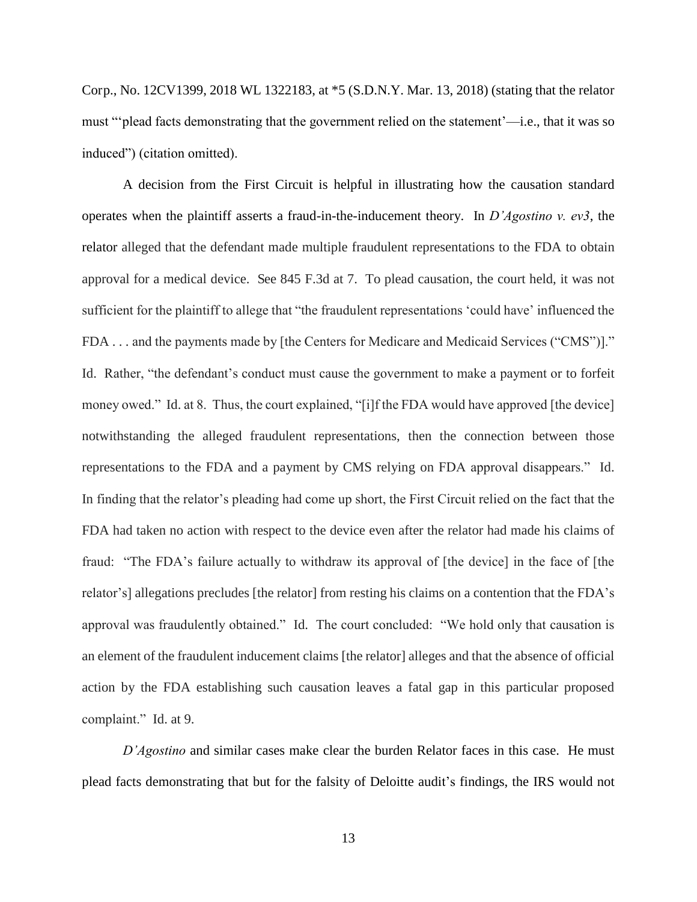Corp., No. 12CV1399, 2018 WL 1322183, at *5 (S.D.N.Y. Mar. 13, 2018) (stating that the relator must "'plead facts demonstrating that the government relied on the statement'—i.e., that it was so induced") (citation omitted).

A decision from the First Circuit is helpful in illustrating how the causation standard operates when the plaintiff asserts a fraud-in-the-inducement theory. In *D'Agostino v. ev3*, the relator alleged that the defendant made multiple fraudulent representations to the FDA to obtain approval for a medical device. See 845 F.3d at 7. To plead causation, the court held, it was not sufficient for the plaintiff to allege that "the fraudulent representations 'could have' influenced the FDA . . . and the payments made by [the Centers for Medicare and Medicaid Services ("CMS")]." Id. Rather, "the defendant's conduct must cause the government to make a payment or to forfeit money owed." Id. at 8. Thus, the court explained, "[i]f the FDA would have approved [the device] notwithstanding the alleged fraudulent representations, then the connection between those representations to the FDA and a payment by CMS relying on FDA approval disappears." Id. In finding that the relator's pleading had come up short, the First Circuit relied on the fact that the FDA had taken no action with respect to the device even after the relator had made his claims of fraud: "The FDA's failure actually to withdraw its approval of [the device] in the face of [the relator's] allegations precludes [the relator] from resting his claims on a contention that the FDA's approval was fraudulently obtained." Id. The court concluded: "We hold only that causation is an element of the fraudulent inducement claims [the relator] alleges and that the absence of official action by the FDA establishing such causation leaves a fatal gap in this particular proposed complaint." Id. at 9.

*D'Agostino* and similar cases make clear the burden Relator faces in this case. He must plead facts demonstrating that but for the falsity of Deloitte audit's findings, the IRS would not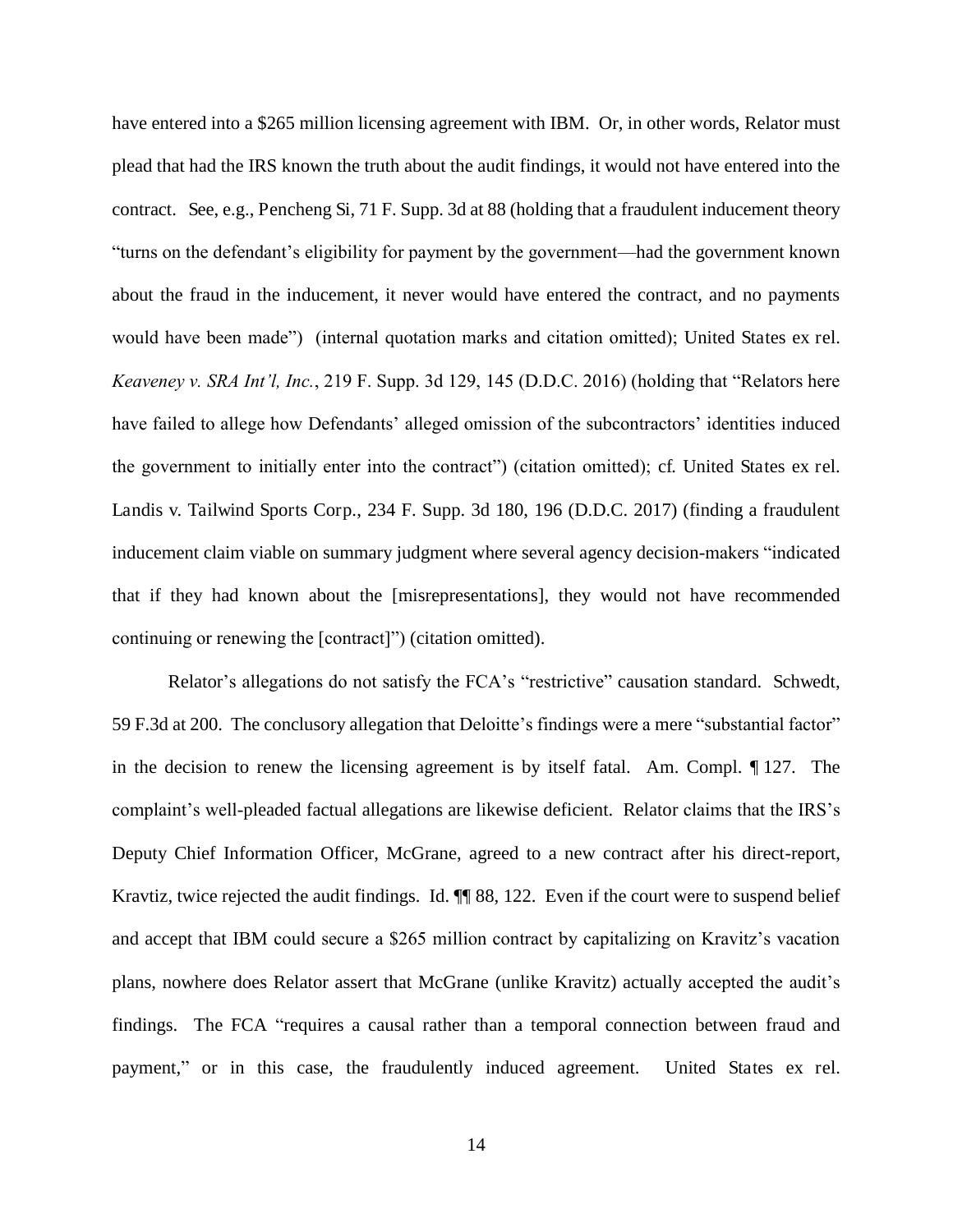have entered into a $265 million licensing agreement with IBM. Or, in other words, Relator must plead that had the IRS known the truth about the audit findings, it would not have entered into the contract. See, e.g., Pencheng Si, 71 F. Supp. 3d at 88 (holding that a fraudulent inducement theory "turns on the defendant's eligibility for payment by the government—had the government known about the fraud in the inducement, it never would have entered the contract, and no payments would have been made") (internal quotation marks and citation omitted); United States ex rel. *Keaveney v. SRA Int'l, Inc.*, 219 F. Supp. 3d 129, 145 (D.D.C. 2016) (holding that "Relators here have failed to allege how Defendants' alleged omission of the subcontractors' identities induced the government to initially enter into the contract") (citation omitted); cf. United States ex rel. Landis v. Tailwind Sports Corp., 234 F. Supp. 3d 180, 196 (D.D.C. 2017) (finding a fraudulent inducement claim viable on summary judgment where several agency decision-makers "indicated that if they had known about the [misrepresentations], they would not have recommended continuing or renewing the [contract]") (citation omitted).

Relator's allegations do not satisfy the FCA's "restrictive" causation standard. Schwedt, 59 F.3d at 200. The conclusory allegation that Deloitte's findings were a mere "substantial factor" in the decision to renew the licensing agreement is by itself fatal. Am. Compl. ¶ 127. The complaint's well-pleaded factual allegations are likewise deficient. Relator claims that the IRS's Deputy Chief Information Officer, McGrane, agreed to a new contract after his direct-report, Kravtiz, twice rejected the audit findings. Id. ¶¶ 88, 122. Even if the court were to suspend belief and accept that IBM could secure a $265 million contract by capitalizing on Kravitz's vacation plans, nowhere does Relator assert that McGrane (unlike Kravitz) actually accepted the audit's findings. The FCA "requires a causal rather than a temporal connection between fraud and payment," or in this case, the fraudulently induced agreement. United States ex rel.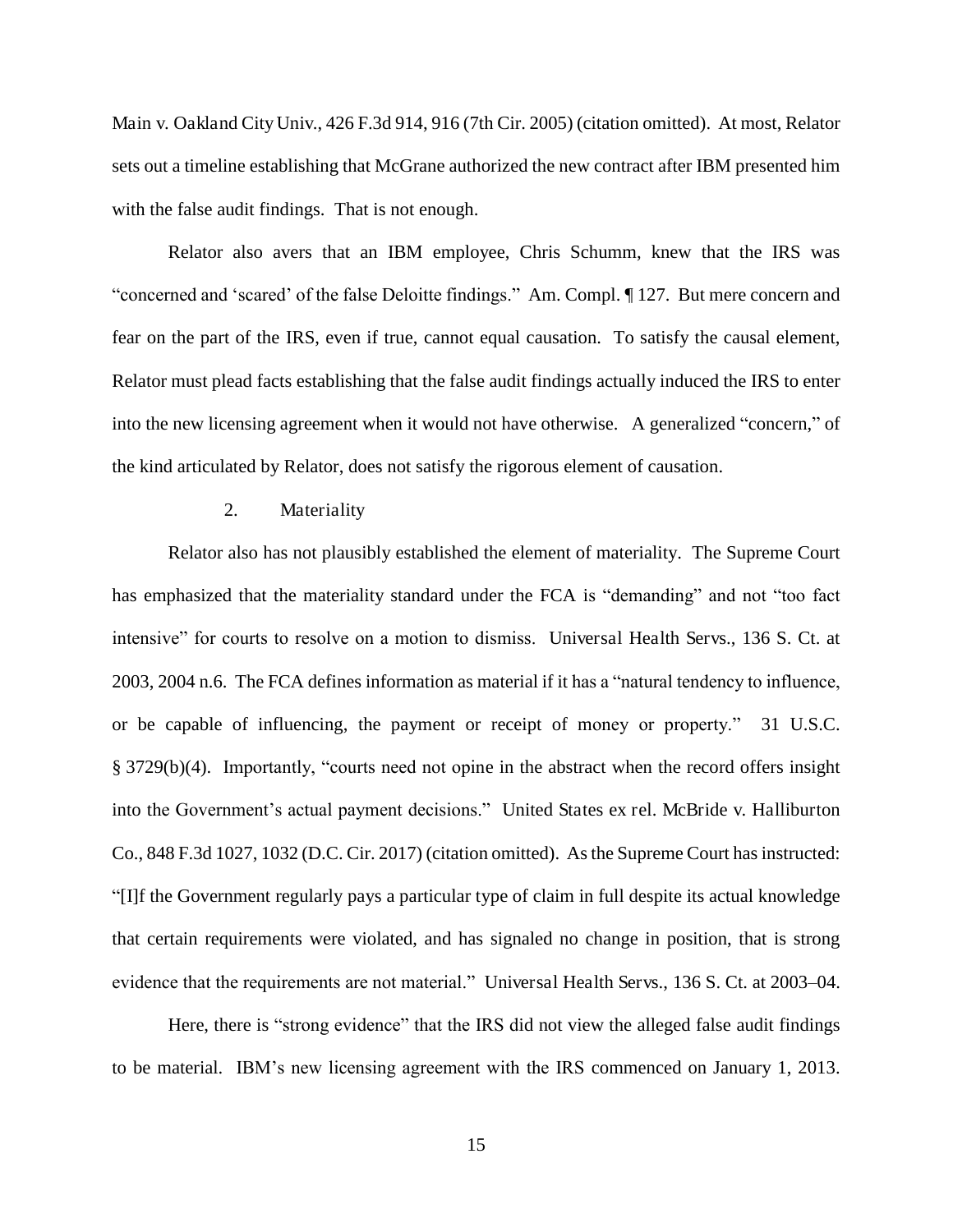Main v. Oakland City Univ., 426 F.3d 914, 916 (7th Cir. 2005) (citation omitted). At most, Relator sets out a timeline establishing that McGrane authorized the new contract after IBM presented him with the false audit findings. That is not enough.

Relator also avers that an IBM employee, Chris Schumm, knew that the IRS was "concerned and 'scared' of the false Deloitte findings." Am. Compl. ¶ 127. But mere concern and fear on the part of the IRS, even if true, cannot equal causation. To satisfy the causal element, Relator must plead facts establishing that the false audit findings actually induced the IRS to enter into the new licensing agreement when it would not have otherwise. A generalized "concern," of the kind articulated by Relator, does not satisfy the rigorous element of causation.

### 2. Materiality

Relator also has not plausibly established the element of materiality. The Supreme Court has emphasized that the materiality standard under the FCA is "demanding" and not "too fact intensive" for courts to resolve on a motion to dismiss. Universal Health Servs., 136 S. Ct. at 2003, 2004 n.6. The FCA defines information as material if it has a "natural tendency to influence, or be capable of influencing, the payment or receipt of money or property." 31 U.S.C. § 3729(b)(4). Importantly, "courts need not opine in the abstract when the record offers insight into the Government's actual payment decisions." United States ex rel. McBride v. Halliburton Co., 848 F.3d 1027, 1032 (D.C. Cir. 2017) (citation omitted). As the Supreme Court has instructed: "[I]f the Government regularly pays a particular type of claim in full despite its actual knowledge that certain requirements were violated, and has signaled no change in position, that is strong evidence that the requirements are not material." Universal Health Servs., 136 S. Ct. at 2003–04.

Here, there is "strong evidence" that the IRS did not view the alleged false audit findings to be material. IBM's new licensing agreement with the IRS commenced on January 1, 2013.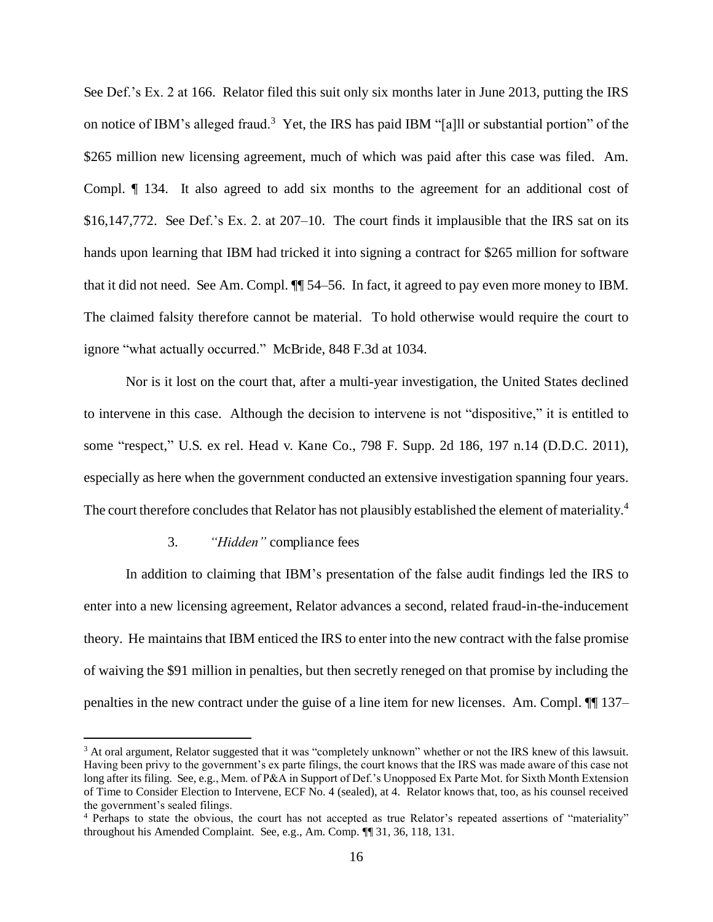See Def.'s Ex. 2 at 166. Relator filed this suit only six months later in June 2013, putting the IRS on notice of IBM's alleged fraud.[3] Yet, the IRS has paid IBM "[a]ll or substantial portion" of the $265 million new licensing agreement, much of which was paid after this case was filed. Am. Compl. ¶ 134. It also agreed to add six months to the agreement for an additional cost of $16,147,772. See Def.'s Ex. 2. at 207–10. The court finds it implausible that the IRS sat on its hands upon learning that IBM had tricked it into signing a contract for $265 million for software that it did not need. See Am. Compl. ¶¶ 54–56. In fact, it agreed to pay even more money to IBM. The claimed falsity therefore cannot be material. To hold otherwise would require the court to ignore "what actually occurred." McBride, 848 F.3d at 1034.

Nor is it lost on the court that, after a multi-year investigation, the United States declined to intervene in this case. Although the decision to intervene is not "dispositive," it is entitled to some "respect," U.S. ex rel. Head v. Kane Co., 798 F. Supp. 2d 186, 197 n.14 (D.D.C. 2011), especially as here when the government conducted an extensive investigation spanning four years. The court therefore concludes that Relator has not plausibly established the element of materiality.[4]

### 3. *"Hidden"* compliance fees

In addition to claiming that IBM's presentation of the false audit findings led the IRS to enter into a new licensing agreement, Relator advances a second, related fraud-in-the-inducement theory. He maintains that IBM enticed the IRS to enter into the new contract with the false promise of waiving the $91 million in penalties, but then secretly reneged on that promise by including the penalties in the new contract under the guise of a line item for new licenses. Am. Compl. ¶¶ 137–

---

[3] At oral argument, Relator suggested that it was "completely unknown" whether or not the IRS knew of this lawsuit. Having been privy to the government's ex parte filings, the court knows that the IRS was made aware of this case not long after its filing. See, e.g., Mem. of P&A in Support of Def.'s Unopposed Ex Parte Mot. for Sixth Month Extension of Time to Consider Election to Intervene, ECF No. 4 (sealed), at 4. Relator knows that, too, as his counsel received the government's sealed filings.

[4] Perhaps to state the obvious, the court has not accepted as true Relator's repeated assertions of "materiality" throughout his Amended Complaint. See, e.g., Am. Comp. ¶¶ 31, 36, 118, 131.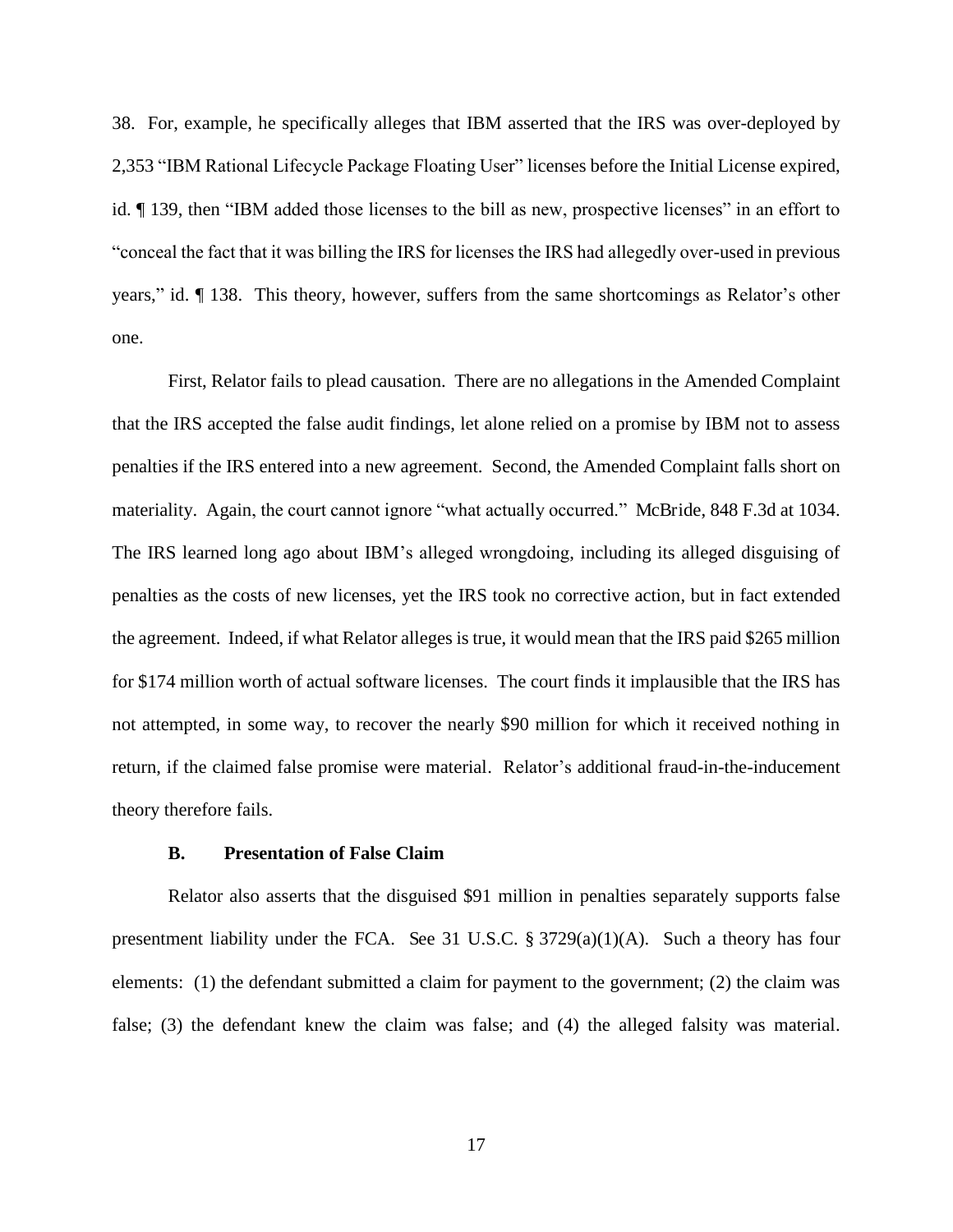38. For, example, he specifically alleges that IBM asserted that the IRS was over-deployed by 2,353 "IBM Rational Lifecycle Package Floating User" licenses before the Initial License expired, id. ¶ 139, then "IBM added those licenses to the bill as new, prospective licenses" in an effort to "conceal the fact that it was billing the IRS for licenses the IRS had allegedly over-used in previous years," id. ¶ 138. This theory, however, suffers from the same shortcomings as Relator's other one.

First, Relator fails to plead causation. There are no allegations in the Amended Complaint that the IRS accepted the false audit findings, let alone relied on a promise by IBM not to assess penalties if the IRS entered into a new agreement. Second, the Amended Complaint falls short on materiality. Again, the court cannot ignore "what actually occurred." McBride, 848 F.3d at 1034. The IRS learned long ago about IBM's alleged wrongdoing, including its alleged disguising of penalties as the costs of new licenses, yet the IRS took no corrective action, but in fact extended the agreement. Indeed, if what Relator alleges is true, it would mean that the IRS paid $265 million for $174 million worth of actual software licenses. The court finds it implausible that the IRS has not attempted, in some way, to recover the nearly $90 million for which it received nothing in return, if the claimed false promise were material. Relator's additional fraud-in-the-inducement theory therefore fails.

### B. Presentation of False Claim

Relator also asserts that the disguised $91 million in penalties separately supports false presentment liability under the FCA. See 31 U.S.C. § 3729(a)(1)(A). Such a theory has four elements: (1) the defendant submitted a claim for payment to the government; (2) the claim was false; (3) the defendant knew the claim was false; and (4) the alleged falsity was material.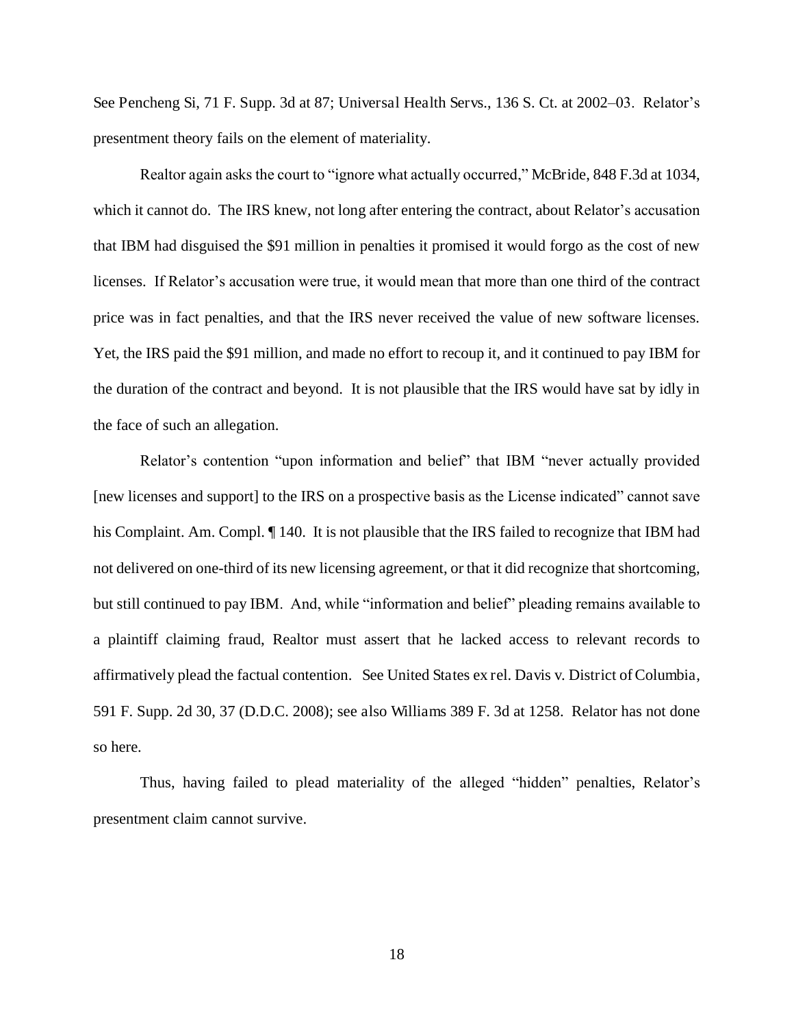See Pencheng Si, 71 F. Supp. 3d at 87; Universal Health Servs., 136 S. Ct. at 2002–03. Relator's presentment theory fails on the element of materiality.

Realtor again asks the court to "ignore what actually occurred," McBride, 848 F.3d at 1034, which it cannot do. The IRS knew, not long after entering the contract, about Relator's accusation that IBM had disguised the $91 million in penalties it promised it would forgo as the cost of new licenses. If Relator's accusation were true, it would mean that more than one third of the contract price was in fact penalties, and that the IRS never received the value of new software licenses. Yet, the IRS paid the $91 million, and made no effort to recoup it, and it continued to pay IBM for the duration of the contract and beyond. It is not plausible that the IRS would have sat by idly in the face of such an allegation.

Relator's contention "upon information and belief" that IBM "never actually provided [new licenses and support] to the IRS on a prospective basis as the License indicated" cannot save his Complaint. Am. Compl. ¶ 140. It is not plausible that the IRS failed to recognize that IBM had not delivered on one-third of its new licensing agreement, or that it did recognize that shortcoming, but still continued to pay IBM. And, while "information and belief" pleading remains available to a plaintiff claiming fraud, Realtor must assert that he lacked access to relevant records to affirmatively plead the factual contention. See United States ex rel. Davis v. District of Columbia, 591 F. Supp. 2d 30, 37 (D.D.C. 2008); see also Williams 389 F. 3d at 1258. Relator has not done so here.

Thus, having failed to plead materiality of the alleged "hidden" penalties, Relator's presentment claim cannot survive.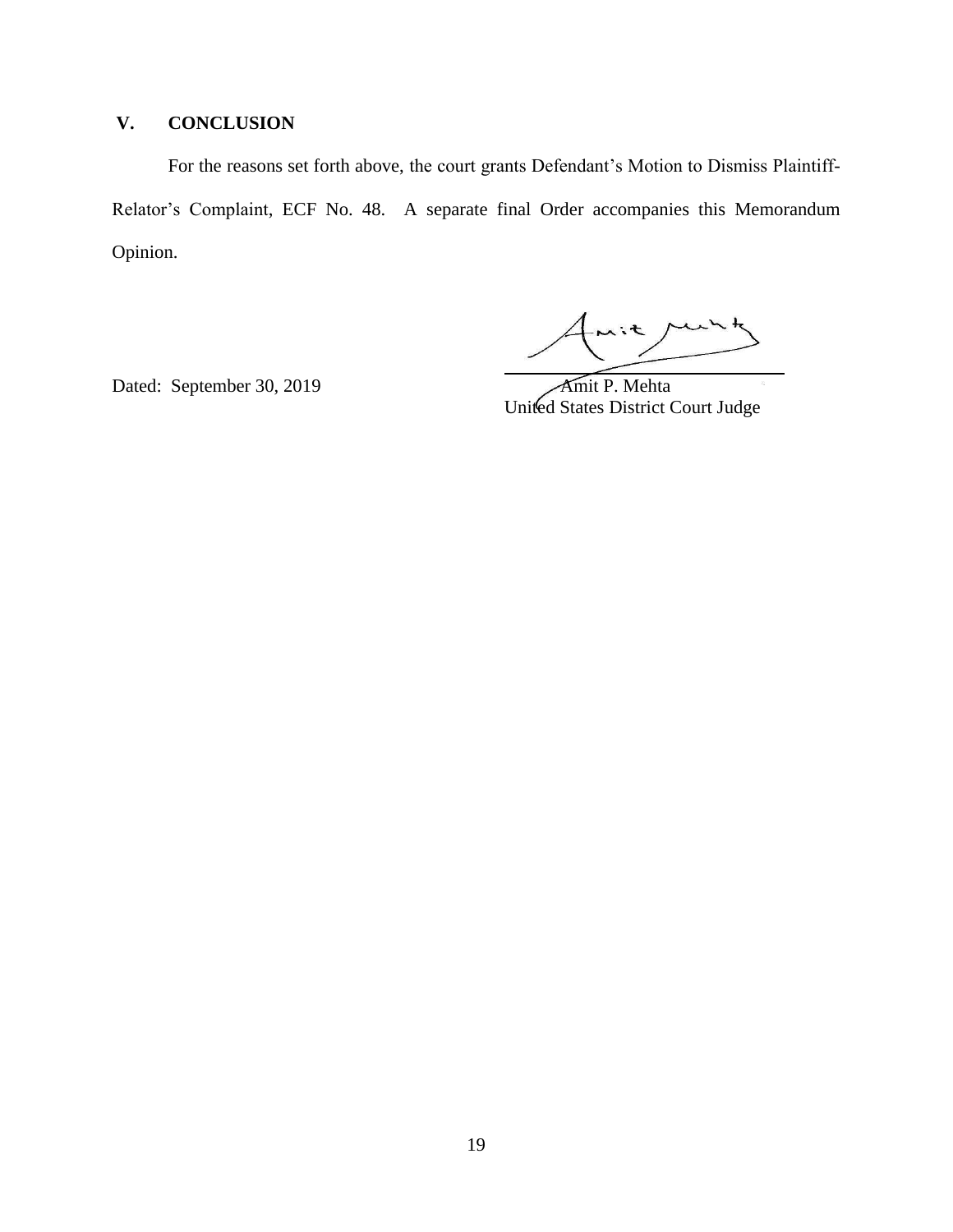## V. CONCLUSION

For the reasons set forth above, the court grants Defendant's Motion to Dismiss Plaintiff-Relator's Complaint, ECF No. 48. A separate final Order accompanies this Memorandum Opinion.

Dated: September 30, 2019

Amit P. Mehta
United States District Court Judge